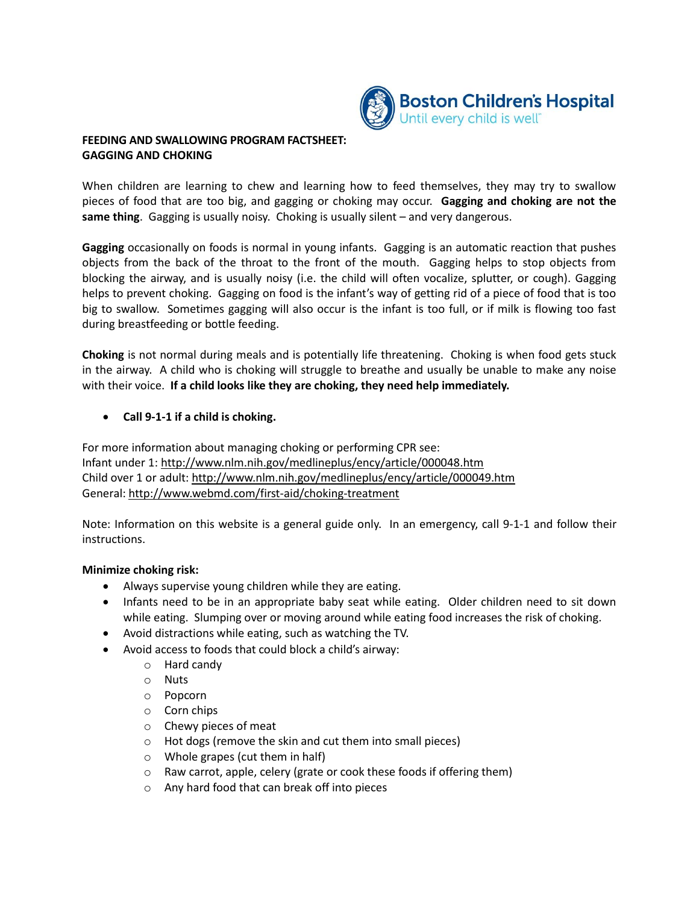**Boston Children's Hospital**
Until every child is well

# FEEDING AND SWALLOWING PROGRAM FACTSHEET: GAGGING AND CHOKING

When children are learning to chew and learning how to feed themselves, they may try to swallow pieces of food that are too big, and gagging or choking may occur. **Gagging and choking are not the same thing**. Gagging is usually noisy. Choking is usually silent – and very dangerous.

**Gagging** occasionally on foods is normal in young infants. Gagging is an automatic reaction that pushes objects from the back of the throat to the front of the mouth. Gagging helps to stop objects from blocking the airway, and is usually noisy (i.e. the child will often vocalize, splutter, or cough). Gagging helps to prevent choking. Gagging on food is the infant's way of getting rid of a piece of food that is too big to swallow. Sometimes gagging will also occur is the infant is too full, or if milk is flowing too fast during breastfeeding or bottle feeding.

**Choking** is not normal during meals and is potentially life threatening. Choking is when food gets stuck in the airway. A child who is choking will struggle to breathe and usually be unable to make any noise with their voice. **If a child looks like they are choking, they need help immediately.**

- **Call 9-1-1 if a child is choking.**

For more information about managing choking or performing CPR see:
Infant under 1: http://www.nlm.nih.gov/medlineplus/ency/article/000048.htm
Child over 1 or adult: http://www.nlm.nih.gov/medlineplus/ency/article/000049.htm
General: http://www.webmd.com/first-aid/choking-treatment

Note: Information on this website is a general guide only. In an emergency, call 9-1-1 and follow their instructions.

**Minimize choking risk:**

- Always supervise young children while they are eating.
- Infants need to be in an appropriate baby seat while eating. Older children need to sit down while eating. Slumping over or moving around while eating food increases the risk of choking.
- Avoid distractions while eating, such as watching the TV.
- Avoid access to foods that could block a child's airway:
  - Hard candy
  - Nuts
  - Popcorn
  - Corn chips
  - Chewy pieces of meat
  - Hot dogs (remove the skin and cut them into small pieces)
  - Whole grapes (cut them in half)
  - Raw carrot, apple, celery (grate or cook these foods if offering them)
  - Any hard food that can break off into pieces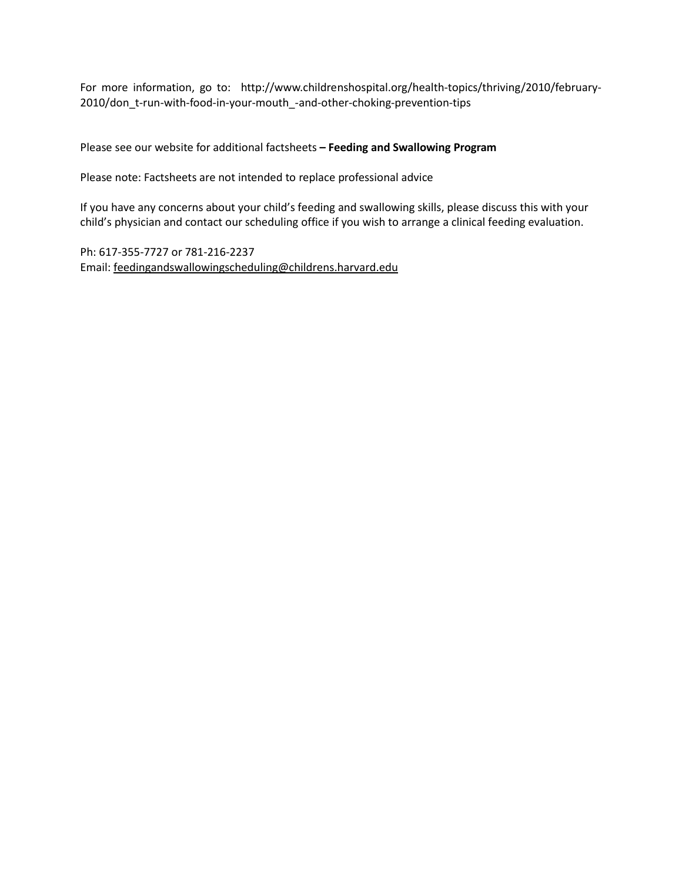For more information, go to: http://www.childrenshospital.org/health-topics/thriving/2010/february-2010/don_t-run-with-food-in-your-mouth_-and-other-choking-prevention-tips

Please see our website for additional factsheets **– Feeding and Swallowing Program**

Please note: Factsheets are not intended to replace professional advice

If you have any concerns about your child's feeding and swallowing skills, please discuss this with your child's physician and contact our scheduling office if you wish to arrange a clinical feeding evaluation.

Ph: 617-355-7727 or 781-216-2237
Email: feedingandswallowingscheduling@childrens.harvard.edu